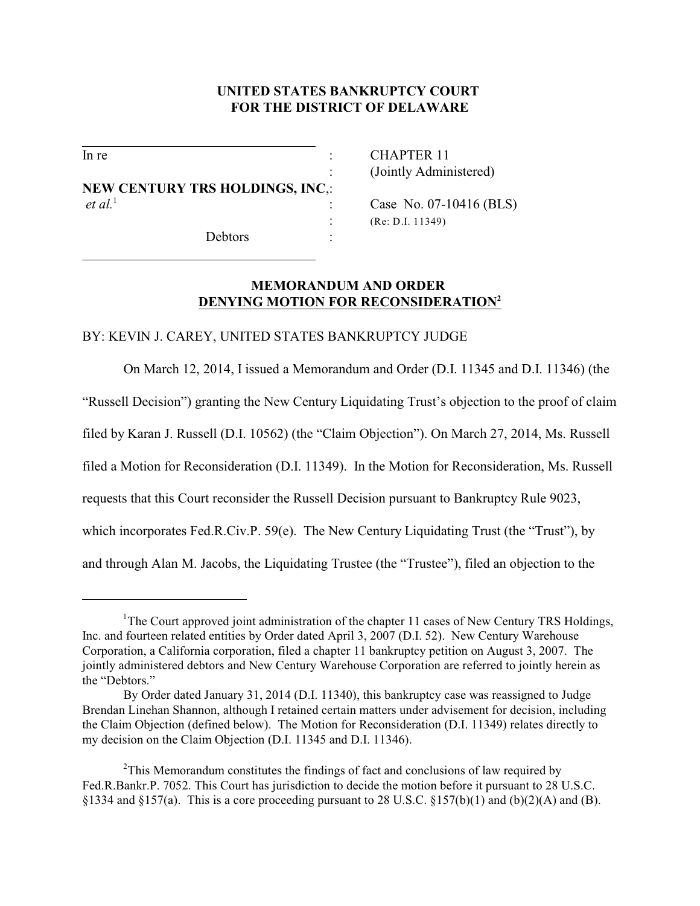**UNITED STATES BANKRUPTCY COURT**
**FOR THE DISTRICT OF DELAWARE**

| | | |
|---|---|---|
| In re | : | CHAPTER 11 |
| | : | (Jointly Administered) |
| **NEW CENTURY TRS HOLDINGS, INC**, | : | |
| *et al.*[1] | : | Case No. 07-10416 (BLS) |
| | : | (Re: D.I. 11349) |
| Debtors | : | |

**MEMORANDUM AND ORDER**
**DENYING MOTION FOR RECONSIDERATION[2]**

BY: KEVIN J. CAREY, UNITED STATES BANKRUPTCY JUDGE

On March 12, 2014, I issued a Memorandum and Order (D.I. 11345 and D.I. 11346) (the "Russell Decision") granting the New Century Liquidating Trust's objection to the proof of claim filed by Karan J. Russell (D.I. 10562) (the "Claim Objection"). On March 27, 2014, Ms. Russell filed a Motion for Reconsideration (D.I. 11349). In the Motion for Reconsideration, Ms. Russell requests that this Court reconsider the Russell Decision pursuant to Bankruptcy Rule 9023, which incorporates Fed.R.Civ.P. 59(e). The New Century Liquidating Trust (the "Trust"), by and through Alan M. Jacobs, the Liquidating Trustee (the "Trustee"), filed an objection to the

---

[1]The Court approved joint administration of the chapter 11 cases of New Century TRS Holdings, Inc. and fourteen related entities by Order dated April 3, 2007 (D.I. 52). New Century Warehouse Corporation, a California corporation, filed a chapter 11 bankruptcy petition on August 3, 2007. The jointly administered debtors and New Century Warehouse Corporation are referred to jointly herein as the "Debtors."

By Order dated January 31, 2014 (D.I. 11340), this bankruptcy case was reassigned to Judge Brendan Linehan Shannon, although I retained certain matters under advisement for decision, including the Claim Objection (defined below). The Motion for Reconsideration (D.I. 11349) relates directly to my decision on the Claim Objection (D.I. 11345 and D.I. 11346).

[2]This Memorandum constitutes the findings of fact and conclusions of law required by Fed.R.Bankr.P. 7052. This Court has jurisdiction to decide the motion before it pursuant to 28 U.S.C. §1334 and §157(a). This is a core proceeding pursuant to 28 U.S.C. §157(b)(1) and (b)(2)(A) and (B).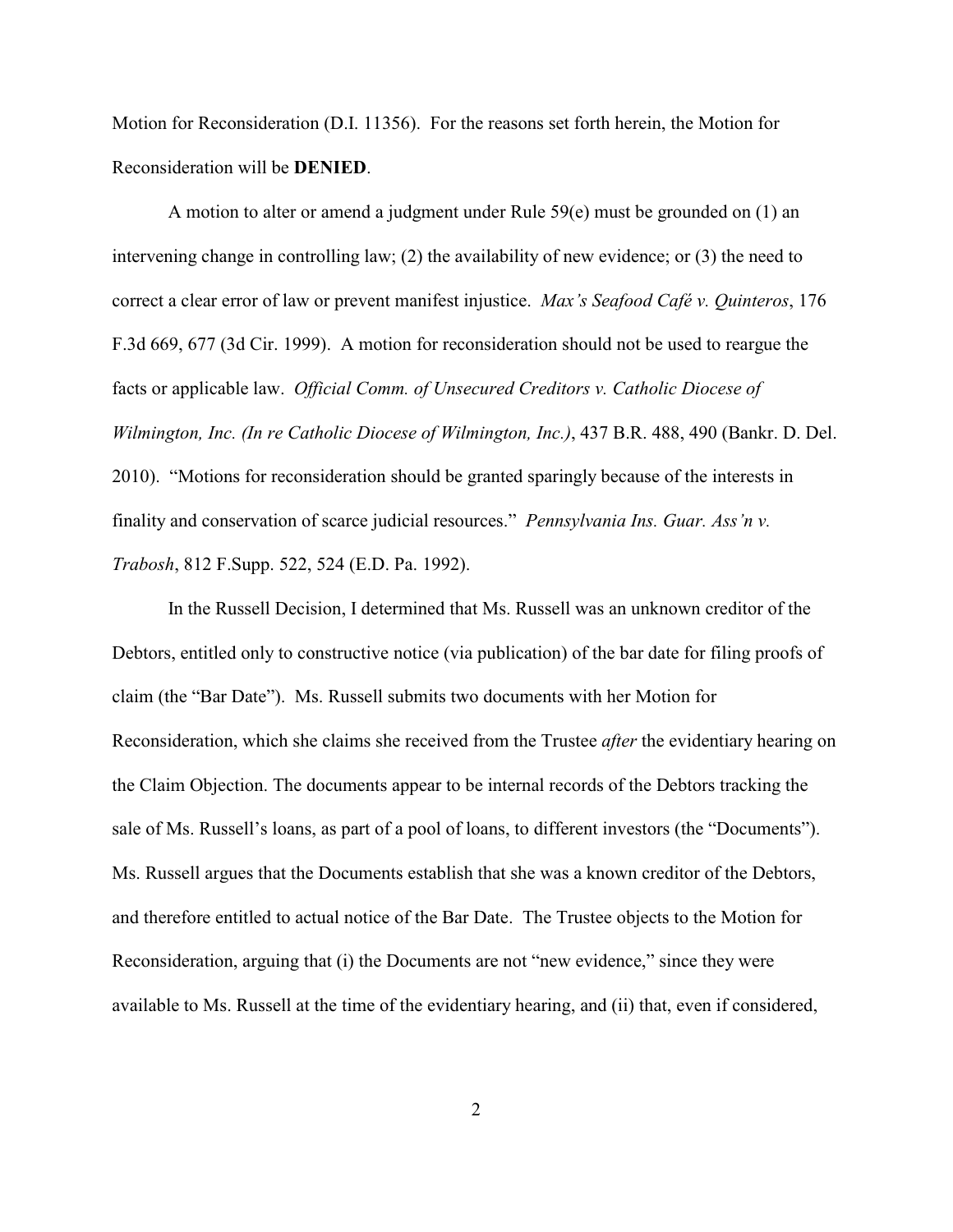Motion for Reconsideration (D.I. 11356). For the reasons set forth herein, the Motion for Reconsideration will be **DENIED**.

A motion to alter or amend a judgment under Rule 59(e) must be grounded on (1) an intervening change in controlling law; (2) the availability of new evidence; or (3) the need to correct a clear error of law or prevent manifest injustice. *Max's Seafood Café v. Quinteros*, 176 F.3d 669, 677 (3d Cir. 1999). A motion for reconsideration should not be used to reargue the facts or applicable law. *Official Comm. of Unsecured Creditors v. Catholic Diocese of Wilmington, Inc. (In re Catholic Diocese of Wilmington, Inc.)*, 437 B.R. 488, 490 (Bankr. D. Del. 2010). "Motions for reconsideration should be granted sparingly because of the interests in finality and conservation of scarce judicial resources." *Pennsylvania Ins. Guar. Ass'n v. Trabosh*, 812 F.Supp. 522, 524 (E.D. Pa. 1992).

In the Russell Decision, I determined that Ms. Russell was an unknown creditor of the Debtors, entitled only to constructive notice (via publication) of the bar date for filing proofs of claim (the "Bar Date"). Ms. Russell submits two documents with her Motion for Reconsideration, which she claims she received from the Trustee *after* the evidentiary hearing on the Claim Objection. The documents appear to be internal records of the Debtors tracking the sale of Ms. Russell's loans, as part of a pool of loans, to different investors (the "Documents"). Ms. Russell argues that the Documents establish that she was a known creditor of the Debtors, and therefore entitled to actual notice of the Bar Date. The Trustee objects to the Motion for Reconsideration, arguing that (i) the Documents are not "new evidence," since they were available to Ms. Russell at the time of the evidentiary hearing, and (ii) that, even if considered,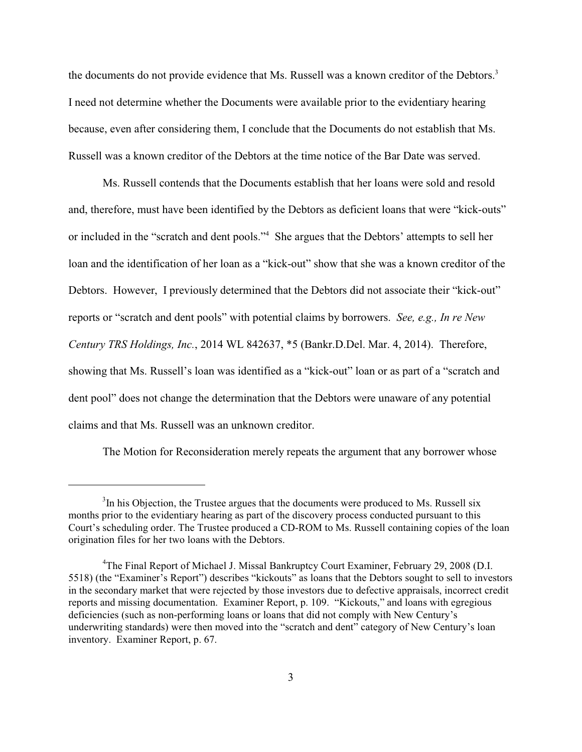the documents do not provide evidence that Ms. Russell was a known creditor of the Debtors.[3] I need not determine whether the Documents were available prior to the evidentiary hearing because, even after considering them, I conclude that the Documents do not establish that Ms. Russell was a known creditor of the Debtors at the time notice of the Bar Date was served.

Ms. Russell contends that the Documents establish that her loans were sold and resold and, therefore, must have been identified by the Debtors as deficient loans that were "kick-outs" or included in the "scratch and dent pools."[4] She argues that the Debtors' attempts to sell her loan and the identification of her loan as a "kick-out" show that she was a known creditor of the Debtors. However, I previously determined that the Debtors did not associate their "kick-out" reports or "scratch and dent pools" with potential claims by borrowers. *See, e.g., In re New Century TRS Holdings, Inc.*, 2014 WL 842637, *5 (Bankr.D.Del. Mar. 4, 2014). Therefore, showing that Ms. Russell's loan was identified as a "kick-out" loan or as part of a "scratch and dent pool" does not change the determination that the Debtors were unaware of any potential claims and that Ms. Russell was an unknown creditor.

The Motion for Reconsideration merely repeats the argument that any borrower whose

---

[3]In his Objection, the Trustee argues that the documents were produced to Ms. Russell six months prior to the evidentiary hearing as part of the discovery process conducted pursuant to this Court's scheduling order. The Trustee produced a CD-ROM to Ms. Russell containing copies of the loan origination files for her two loans with the Debtors.

[4]The Final Report of Michael J. Missal Bankruptcy Court Examiner, February 29, 2008 (D.I. 5518) (the "Examiner's Report") describes "kickouts" as loans that the Debtors sought to sell to investors in the secondary market that were rejected by those investors due to defective appraisals, incorrect credit reports and missing documentation. Examiner Report, p. 109. "Kickouts," and loans with egregious deficiencies (such as non-performing loans or loans that did not comply with New Century's underwriting standards) were then moved into the "scratch and dent" category of New Century's loan inventory. Examiner Report, p. 67.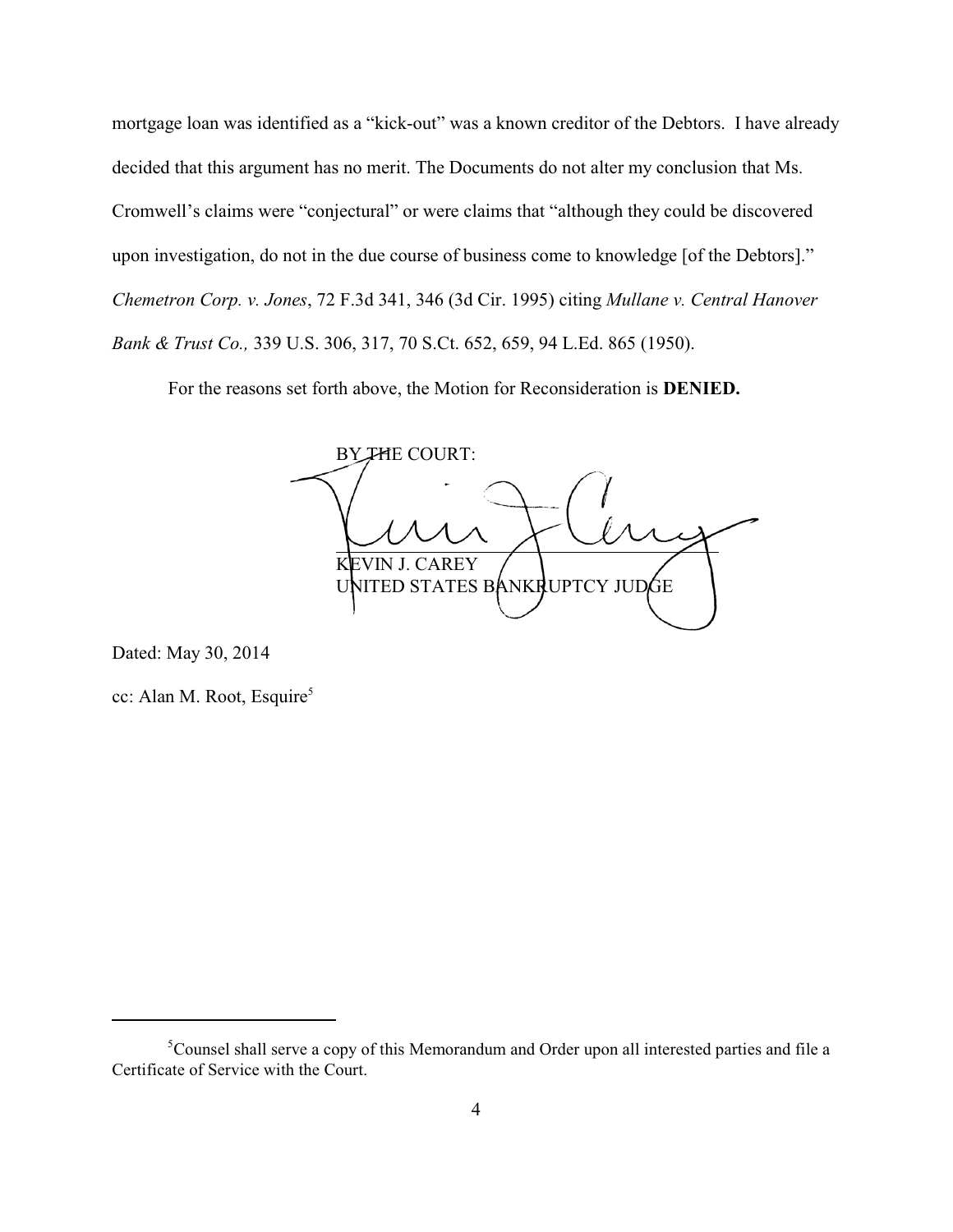mortgage loan was identified as a "kick-out" was a known creditor of the Debtors. I have already decided that this argument has no merit. The Documents do not alter my conclusion that Ms. Cromwell's claims were "conjectural" or were claims that "although they could be discovered upon investigation, do not in the due course of business come to knowledge [of the Debtors]." *Chemetron Corp. v. Jones*, 72 F.3d 341, 346 (3d Cir. 1995) citing *Mullane v. Central Hanover Bank & Trust Co.,* 339 U.S. 306, 317, 70 S.Ct. 652, 659, 94 L.Ed. 865 (1950).

For the reasons set forth above, the Motion for Reconsideration is **DENIED.**

BY THE COURT:

KEVIN J. CAREY
UNITED STATES BANKRUPTCY JUDGE

Dated: May 30, 2014

cc: Alan M. Root, Esquire[5]

---

[5] Counsel shall serve a copy of this Memorandum and Order upon all interested parties and file a Certificate of Service with the Court.